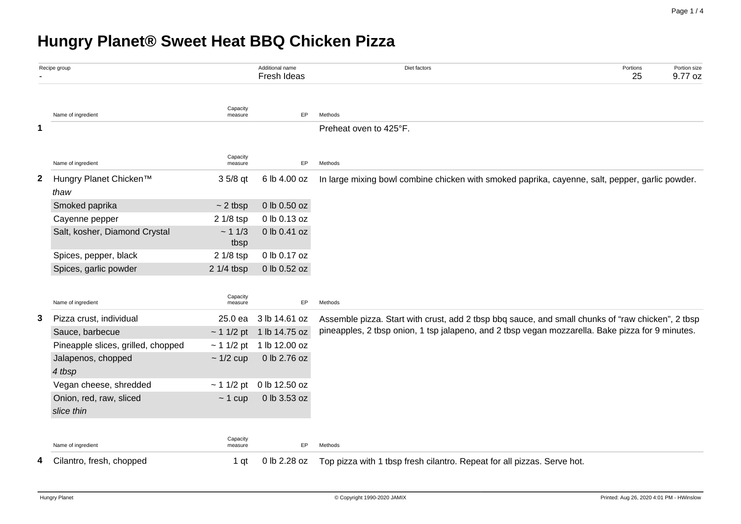# Hungry Planet® Sweet Heat BBQ Chicken Pizza

| Recipe group | Additional name | Diet factors | Portions | Portion size |
|---|---|---|---|---|
| - | Fresh Ideas | | 25 | 9.77 oz |

| | Name of ingredient | Capacity measure | EP | Methods |
|---|---|---|---|---|
| **1** | | | | Preheat oven to 425°F. |

| | Name of ingredient | Capacity measure | EP | Methods |
|---|---|---|---|---|
| **2** | Hungry Planet Chicken™ *thaw* | 3 5/8 qt | 6 lb 4.00 oz | In large mixing bowl combine chicken with smoked paprika, cayenne, salt, pepper, garlic powder. |
| | Smoked paprika | ~ 2 tbsp | 0 lb 0.50 oz | |
| | Cayenne pepper | 2 1/8 tsp | 0 lb 0.13 oz | |
| | Salt, kosher, Diamond Crystal | ~ 1 1/3 tbsp | 0 lb 0.41 oz | |
| | Spices, pepper, black | 2 1/8 tsp | 0 lb 0.17 oz | |
| | Spices, garlic powder | 2 1/4 tbsp | 0 lb 0.52 oz | |

| | Name of ingredient | Capacity measure | EP | Methods |
|---|---|---|---|---|
| **3** | Pizza crust, individual | 25.0 ea | 3 lb 14.61 oz | Assemble pizza. Start with crust, add 2 tbsp bbq sauce, and small chunks of "raw chicken", 2 tbsp pineapples, 2 tbsp onion, 1 tsp jalapeno, and 2 tbsp vegan mozzarella. Bake pizza for 9 minutes. |
| | Sauce, barbecue | ~ 1 1/2 pt | 1 lb 14.75 oz | |
| | Pineapple slices, grilled, chopped | ~ 1 1/2 pt | 1 lb 12.00 oz | |
| | Jalapenos, chopped *4 tbsp* | ~ 1/2 cup | 0 lb 2.76 oz | |
| | Vegan cheese, shredded | ~ 1 1/2 pt | 0 lb 12.50 oz | |
| | Onion, red, raw, sliced *slice thin* | ~ 1 cup | 0 lb 3.53 oz | |

| | Name of ingredient | Capacity measure | EP | Methods |
|---|---|---|---|---|
| **4** | Cilantro, fresh, chopped | 1 qt | 0 lb 2.28 oz | Top pizza with 1 tbsp fresh cilantro. Repeat for all pizzas. Serve hot. |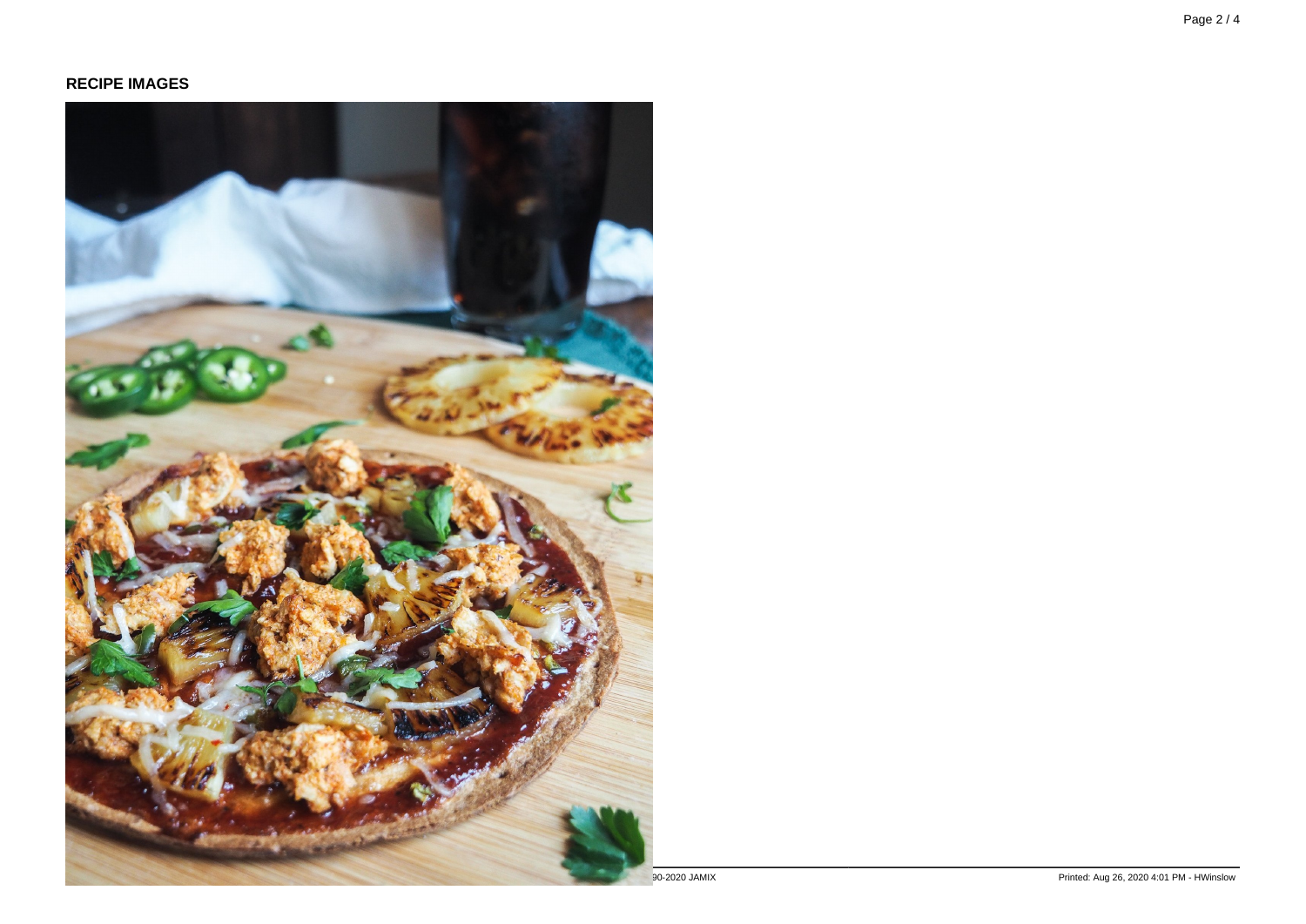## RECIPE IMAGES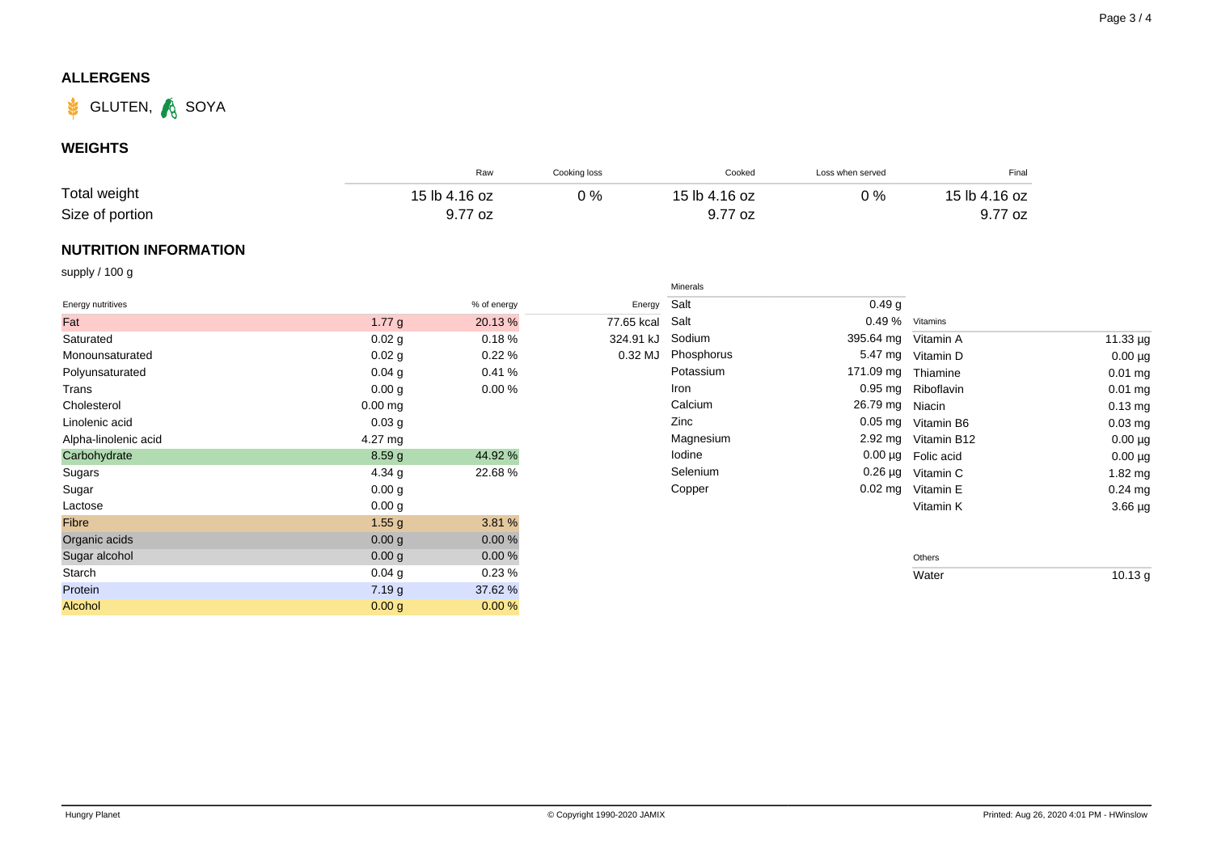## ALLERGENS

GLUTEN, SOYA

## WEIGHTS

| | Raw | Cooking loss | Cooked | Loss when served | Final |
|---|---|---|---|---|---|
| Total weight | 15 lb 4.16 oz | 0 % | 15 lb 4.16 oz | 0 % | 15 lb 4.16 oz |
| Size of portion | 9.77 oz | | 9.77 oz | | 9.77 oz |

## NUTRITION INFORMATION

supply / 100 g

| Energy nutritives | | % of energy |
|---|---|---|
| Fat | 1.77 g | 20.13 % |
| Saturated | 0.02 g | 0.18 % |
| Monounsaturated | 0.02 g | 0.22 % |
| Polyunsaturated | 0.04 g | 0.41 % |
| Trans | 0.00 g | 0.00 % |
| Cholesterol | 0.00 mg | |
| Linolenic acid | 0.03 g | |
| Alpha-linolenic acid | 4.27 mg | |
| Carbohydrate | 8.59 g | 44.92 % |
| Sugars | 4.34 g | 22.68 % |
| Sugar | 0.00 g | |
| Lactose | 0.00 g | |
| Fibre | 1.55 g | 3.81 % |
| Organic acids | 0.00 g | 0.00 % |
| Sugar alcohol | 0.00 g | 0.00 % |
| Starch | 0.04 g | 0.23 % |
| Protein | 7.19 g | 37.62 % |
| Alcohol | 0.00 g | 0.00 % |

| Energy |
|---|
| 77.65 kcal |
| 324.91 kJ |
| 0.32 MJ |

| Minerals | |
|---|---|
| Salt | 0.49 g |
| Salt | 0.49 % |
| Sodium | 395.64 mg |
| Phosphorus | 5.47 mg |
| Potassium | 171.09 mg |
| Iron | 0.95 mg |
| Calcium | 26.79 mg |
| Zinc | 0.05 mg |
| Magnesium | 2.92 mg |
| Iodine | 0.00 µg |
| Selenium | 0.26 µg |
| Copper | 0.02 mg |

| Vitamins | |
|---|---|
| Vitamin A | 11.33 µg |
| Vitamin D | 0.00 µg |
| Thiamine | 0.01 mg |
| Riboflavin | 0.01 mg |
| Niacin | 0.13 mg |
| Vitamin B6 | 0.03 mg |
| Vitamin B12 | 0.00 µg |
| Folic acid | 0.00 µg |
| Vitamin C | 1.82 mg |
| Vitamin E | 0.24 mg |
| Vitamin K | 3.66 µg |

| Others | |
|---|---|
| Water | 10.13 g |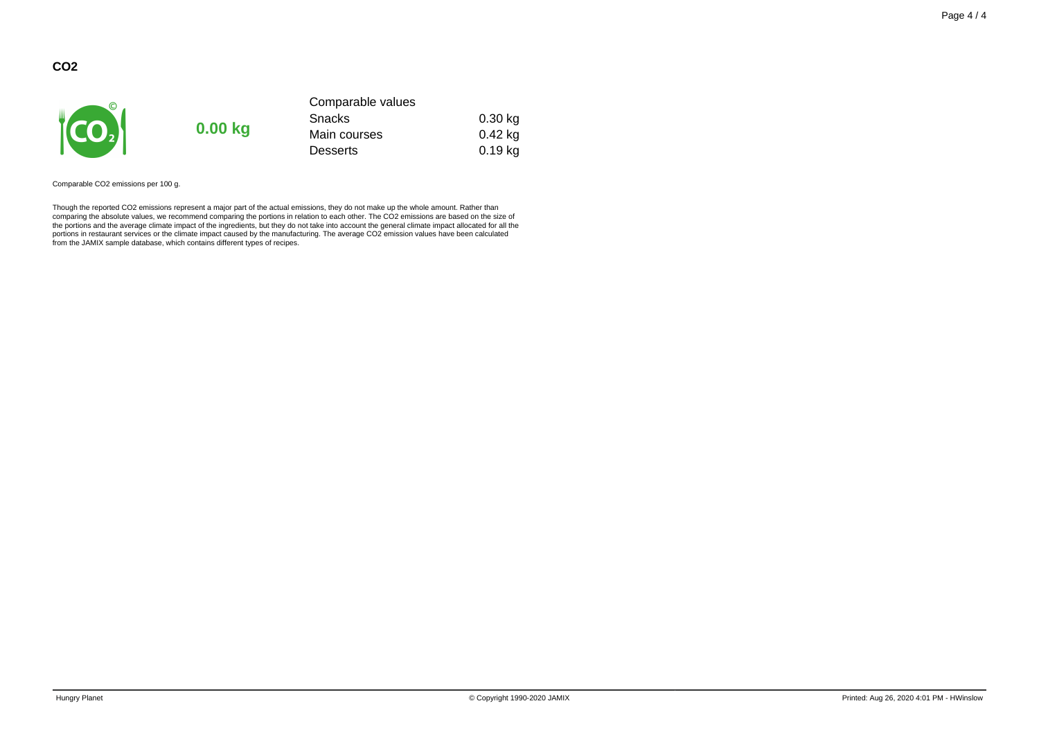**CO2**

**0.00 kg**

| Comparable values | |
|---|---|
| Snacks | 0.30 kg |
| Main courses | 0.42 kg |
| Desserts | 0.19 kg |

Comparable CO2 emissions per 100 g.

Though the reported CO2 emissions represent a major part of the actual emissions, they do not make up the whole amount. Rather than comparing the absolute values, we recommend comparing the portions in relation to each other. The CO2 emissions are based on the size of the portions and the average climate impact of the ingredients, but they do not take into account the general climate impact allocated for all the portions in restaurant services or the climate impact caused by the manufacturing. The average CO2 emission values have been calculated from the JAMIX sample database, which contains different types of recipes.